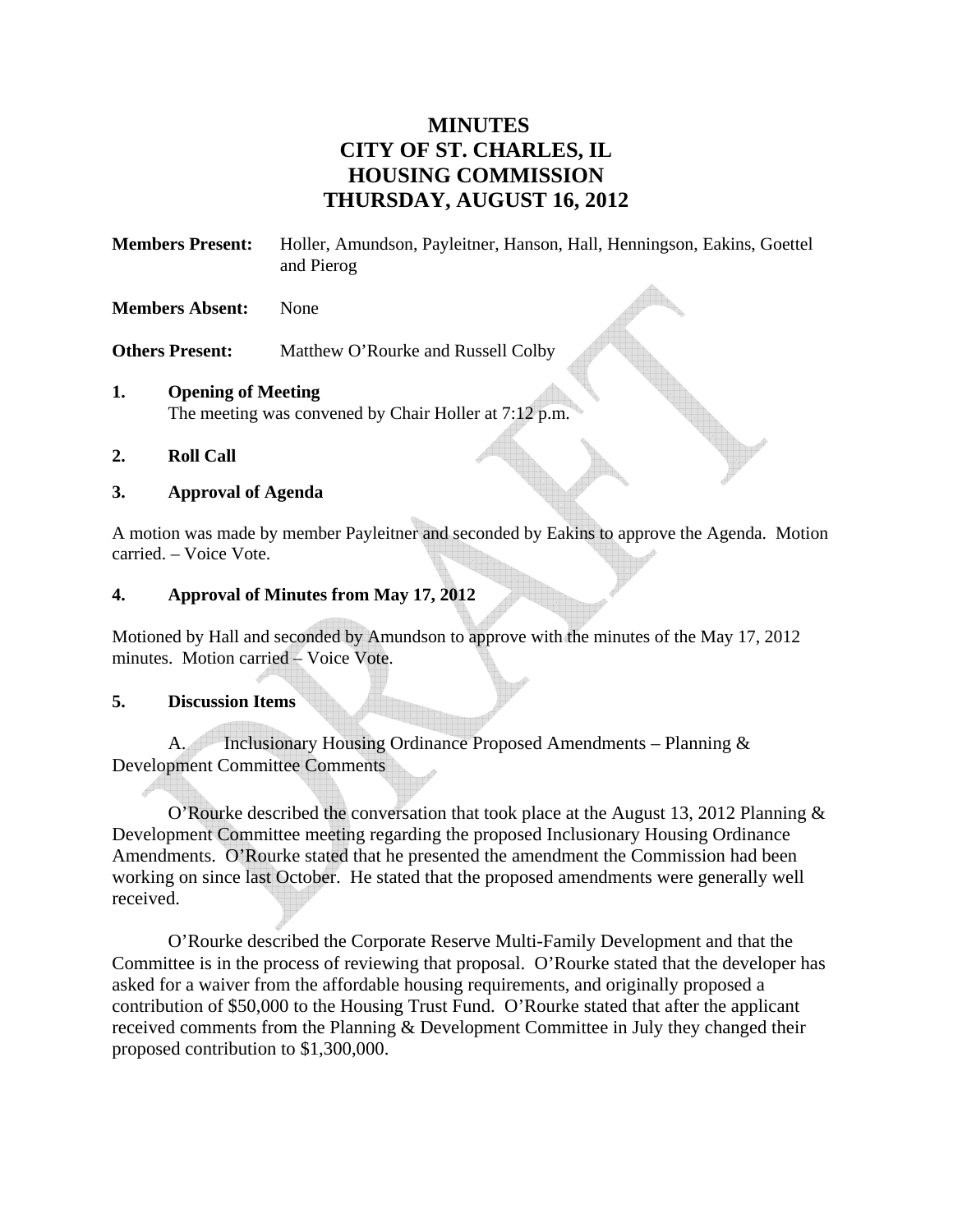# MINUTES
# CITY OF ST. CHARLES, IL
# HOUSING COMMISSION
# THURSDAY, AUGUST 16, 2012

**Members Present:** Holler, Amundson, Payleitner, Hanson, Hall, Henningson, Eakins, Goettel and Pierog

**Members Absent:** None

**Others Present:** Matthew O'Rourke and Russell Colby

**1. Opening of Meeting**

The meeting was convened by Chair Holler at 7:12 p.m.

**2. Roll Call**

**3. Approval of Agenda**

A motion was made by member Payleitner and seconded by Eakins to approve the Agenda. Motion carried. – Voice Vote.

**4. Approval of Minutes from May 17, 2012**

Motioned by Hall and seconded by Amundson to approve with the minutes of the May 17, 2012 minutes. Motion carried – Voice Vote.

**5. Discussion Items**

A. Inclusionary Housing Ordinance Proposed Amendments – Planning & Development Committee Comments

O'Rourke described the conversation that took place at the August 13, 2012 Planning & Development Committee meeting regarding the proposed Inclusionary Housing Ordinance Amendments. O'Rourke stated that he presented the amendment the Commission had been working on since last October. He stated that the proposed amendments were generally well received.

O'Rourke described the Corporate Reserve Multi-Family Development and that the Committee is in the process of reviewing that proposal. O'Rourke stated that the developer has asked for a waiver from the affordable housing requirements, and originally proposed a contribution of $50,000 to the Housing Trust Fund. O'Rourke stated that after the applicant received comments from the Planning & Development Committee in July they changed their proposed contribution to $1,300,000.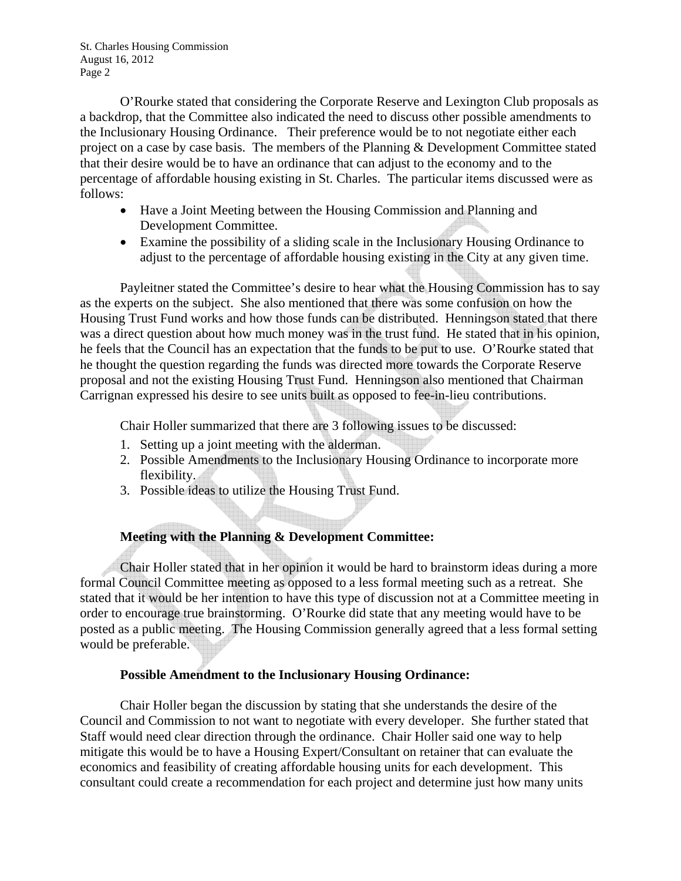O'Rourke stated that considering the Corporate Reserve and Lexington Club proposals as a backdrop, that the Committee also indicated the need to discuss other possible amendments to the Inclusionary Housing Ordinance. Their preference would be to not negotiate either each project on a case by case basis. The members of the Planning & Development Committee stated that their desire would be to have an ordinance that can adjust to the economy and to the percentage of affordable housing existing in St. Charles. The particular items discussed were as follows:

- Have a Joint Meeting between the Housing Commission and Planning and Development Committee.
- Examine the possibility of a sliding scale in the Inclusionary Housing Ordinance to adjust to the percentage of affordable housing existing in the City at any given time.

Payleitner stated the Committee's desire to hear what the Housing Commission has to say as the experts on the subject. She also mentioned that there was some confusion on how the Housing Trust Fund works and how those funds can be distributed. Henningson stated that there was a direct question about how much money was in the trust fund. He stated that in his opinion, he feels that the Council has an expectation that the funds to be put to use. O'Rourke stated that he thought the question regarding the funds was directed more towards the Corporate Reserve proposal and not the existing Housing Trust Fund. Henningson also mentioned that Chairman Carrignan expressed his desire to see units built as opposed to fee-in-lieu contributions.

Chair Holler summarized that there are 3 following issues to be discussed:

1. Setting up a joint meeting with the alderman.
2. Possible Amendments to the Inclusionary Housing Ordinance to incorporate more flexibility.
3. Possible ideas to utilize the Housing Trust Fund.

**Meeting with the Planning & Development Committee:**

Chair Holler stated that in her opinion it would be hard to brainstorm ideas during a more formal Council Committee meeting as opposed to a less formal meeting such as a retreat. She stated that it would be her intention to have this type of discussion not at a Committee meeting in order to encourage true brainstorming. O'Rourke did state that any meeting would have to be posted as a public meeting. The Housing Commission generally agreed that a less formal setting would be preferable.

**Possible Amendment to the Inclusionary Housing Ordinance:**

Chair Holler began the discussion by stating that she understands the desire of the Council and Commission to not want to negotiate with every developer. She further stated that Staff would need clear direction through the ordinance. Chair Holler said one way to help mitigate this would be to have a Housing Expert/Consultant on retainer that can evaluate the economics and feasibility of creating affordable housing units for each development. This consultant could create a recommendation for each project and determine just how many units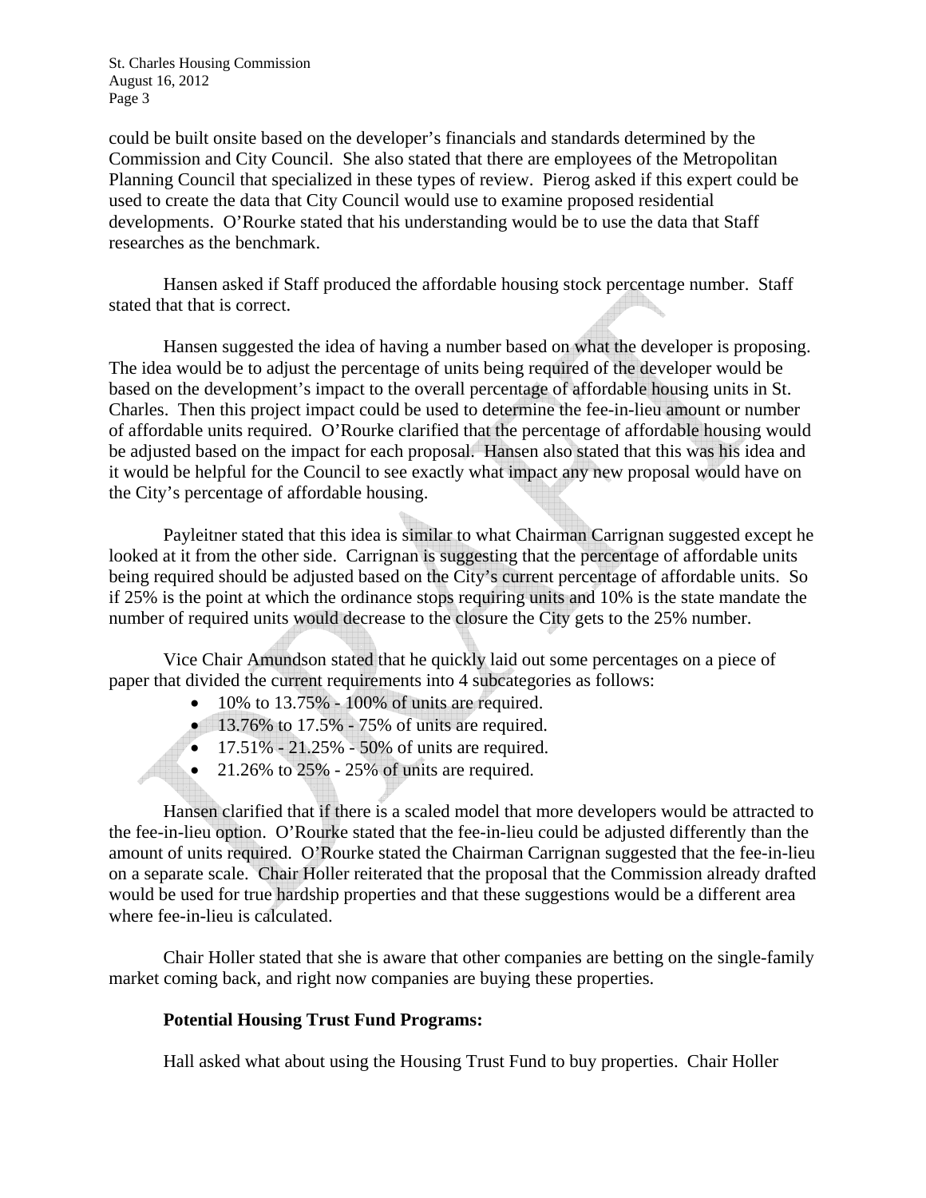could be built onsite based on the developer's financials and standards determined by the Commission and City Council. She also stated that there are employees of the Metropolitan Planning Council that specialized in these types of review. Pierog asked if this expert could be used to create the data that City Council would use to examine proposed residential developments. O'Rourke stated that his understanding would be to use the data that Staff researches as the benchmark.

Hansen asked if Staff produced the affordable housing stock percentage number. Staff stated that that is correct.

Hansen suggested the idea of having a number based on what the developer is proposing. The idea would be to adjust the percentage of units being required of the developer would be based on the development's impact to the overall percentage of affordable housing units in St. Charles. Then this project impact could be used to determine the fee-in-lieu amount or number of affordable units required. O'Rourke clarified that the percentage of affordable housing would be adjusted based on the impact for each proposal. Hansen also stated that this was his idea and it would be helpful for the Council to see exactly what impact any new proposal would have on the City's percentage of affordable housing.

Payleitner stated that this idea is similar to what Chairman Carrignan suggested except he looked at it from the other side. Carrignan is suggesting that the percentage of affordable units being required should be adjusted based on the City's current percentage of affordable units. So if 25% is the point at which the ordinance stops requiring units and 10% is the state mandate the number of required units would decrease to the closure the City gets to the 25% number.

Vice Chair Amundson stated that he quickly laid out some percentages on a piece of paper that divided the current requirements into 4 subcategories as follows:

- 10% to 13.75% - 100% of units are required.
- 13.76% to 17.5% - 75% of units are required.
- 17.51% - 21.25% - 50% of units are required.
- 21.26% to 25% - 25% of units are required.

Hansen clarified that if there is a scaled model that more developers would be attracted to the fee-in-lieu option. O'Rourke stated that the fee-in-lieu could be adjusted differently than the amount of units required. O'Rourke stated the Chairman Carrignan suggested that the fee-in-lieu on a separate scale. Chair Holler reiterated that the proposal that the Commission already drafted would be used for true hardship properties and that these suggestions would be a different area where fee-in-lieu is calculated.

Chair Holler stated that she is aware that other companies are betting on the single-family market coming back, and right now companies are buying these properties.

**Potential Housing Trust Fund Programs:**

Hall asked what about using the Housing Trust Fund to buy properties. Chair Holler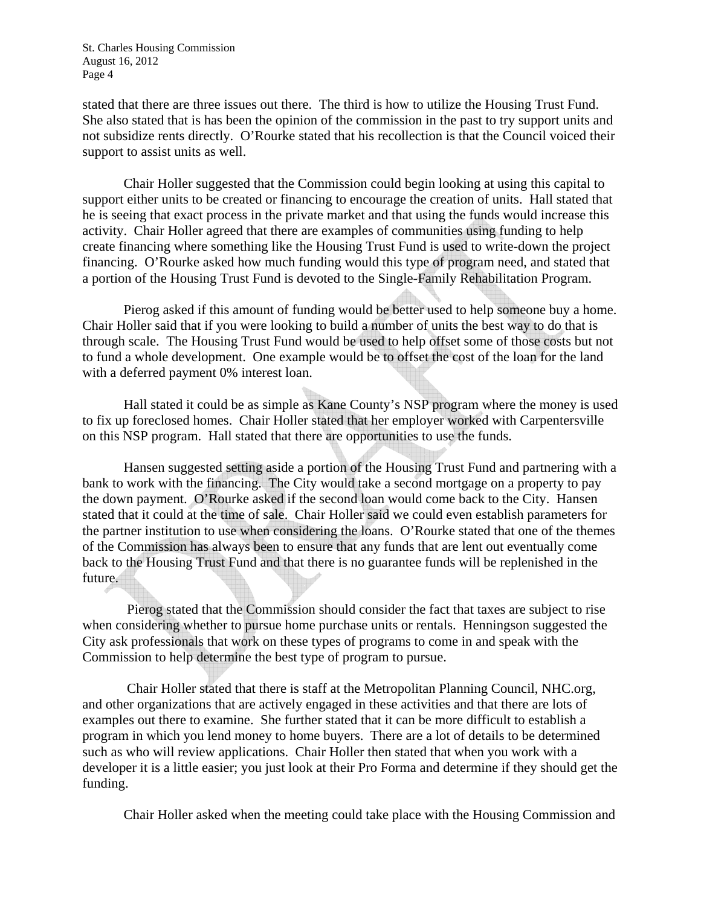stated that there are three issues out there. The third is how to utilize the Housing Trust Fund. She also stated that is has been the opinion of the commission in the past to try support units and not subsidize rents directly. O'Rourke stated that his recollection is that the Council voiced their support to assist units as well.

Chair Holler suggested that the Commission could begin looking at using this capital to support either units to be created or financing to encourage the creation of units. Hall stated that he is seeing that exact process in the private market and that using the funds would increase this activity. Chair Holler agreed that there are examples of communities using funding to help create financing where something like the Housing Trust Fund is used to write-down the project financing. O'Rourke asked how much funding would this type of program need, and stated that a portion of the Housing Trust Fund is devoted to the Single-Family Rehabilitation Program.

Pierog asked if this amount of funding would be better used to help someone buy a home. Chair Holler said that if you were looking to build a number of units the best way to do that is through scale. The Housing Trust Fund would be used to help offset some of those costs but not to fund a whole development. One example would be to offset the cost of the loan for the land with a deferred payment 0% interest loan.

Hall stated it could be as simple as Kane County's NSP program where the money is used to fix up foreclosed homes. Chair Holler stated that her employer worked with Carpentersville on this NSP program. Hall stated that there are opportunities to use the funds.

Hansen suggested setting aside a portion of the Housing Trust Fund and partnering with a bank to work with the financing. The City would take a second mortgage on a property to pay the down payment. O'Rourke asked if the second loan would come back to the City. Hansen stated that it could at the time of sale. Chair Holler said we could even establish parameters for the partner institution to use when considering the loans. O'Rourke stated that one of the themes of the Commission has always been to ensure that any funds that are lent out eventually come back to the Housing Trust Fund and that there is no guarantee funds will be replenished in the future.

Pierog stated that the Commission should consider the fact that taxes are subject to rise when considering whether to pursue home purchase units or rentals. Henningson suggested the City ask professionals that work on these types of programs to come in and speak with the Commission to help determine the best type of program to pursue.

Chair Holler stated that there is staff at the Metropolitan Planning Council, NHC.org, and other organizations that are actively engaged in these activities and that there are lots of examples out there to examine. She further stated that it can be more difficult to establish a program in which you lend money to home buyers. There are a lot of details to be determined such as who will review applications. Chair Holler then stated that when you work with a developer it is a little easier; you just look at their Pro Forma and determine if they should get the funding.

Chair Holler asked when the meeting could take place with the Housing Commission and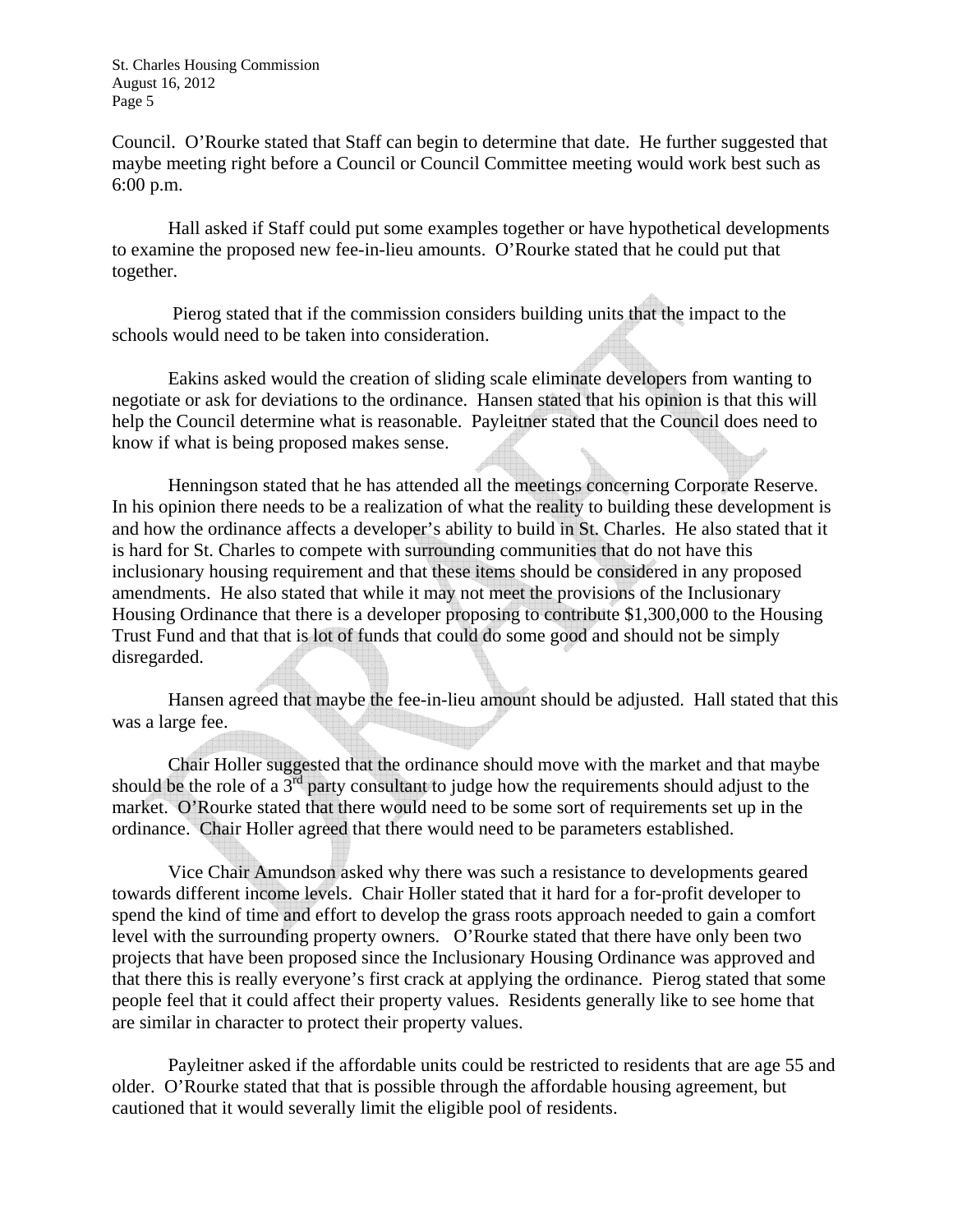Council. O'Rourke stated that Staff can begin to determine that date. He further suggested that maybe meeting right before a Council or Council Committee meeting would work best such as 6:00 p.m.

Hall asked if Staff could put some examples together or have hypothetical developments to examine the proposed new fee-in-lieu amounts. O'Rourke stated that he could put that together.

Pierog stated that if the commission considers building units that the impact to the schools would need to be taken into consideration.

Eakins asked would the creation of sliding scale eliminate developers from wanting to negotiate or ask for deviations to the ordinance. Hansen stated that his opinion is that this will help the Council determine what is reasonable. Payleitner stated that the Council does need to know if what is being proposed makes sense.

Henningson stated that he has attended all the meetings concerning Corporate Reserve. In his opinion there needs to be a realization of what the reality to building these development is and how the ordinance affects a developer's ability to build in St. Charles. He also stated that it is hard for St. Charles to compete with surrounding communities that do not have this inclusionary housing requirement and that these items should be considered in any proposed amendments. He also stated that while it may not meet the provisions of the Inclusionary Housing Ordinance that there is a developer proposing to contribute $1,300,000 to the Housing Trust Fund and that that is lot of funds that could do some good and should not be simply disregarded.

Hansen agreed that maybe the fee-in-lieu amount should be adjusted. Hall stated that this was a large fee.

Chair Holler suggested that the ordinance should move with the market and that maybe should be the role of a 3rd party consultant to judge how the requirements should adjust to the market. O'Rourke stated that there would need to be some sort of requirements set up in the ordinance. Chair Holler agreed that there would need to be parameters established.

Vice Chair Amundson asked why there was such a resistance to developments geared towards different income levels. Chair Holler stated that it hard for a for-profit developer to spend the kind of time and effort to develop the grass roots approach needed to gain a comfort level with the surrounding property owners. O'Rourke stated that there have only been two projects that have been proposed since the Inclusionary Housing Ordinance was approved and that there this is really everyone's first crack at applying the ordinance. Pierog stated that some people feel that it could affect their property values. Residents generally like to see home that are similar in character to protect their property values.

Payleitner asked if the affordable units could be restricted to residents that are age 55 and older. O'Rourke stated that that is possible through the affordable housing agreement, but cautioned that it would severally limit the eligible pool of residents.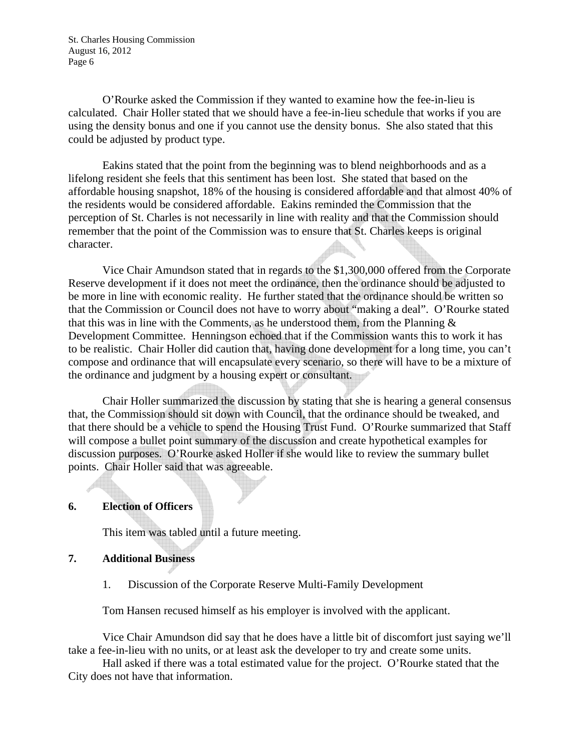O'Rourke asked the Commission if they wanted to examine how the fee-in-lieu is calculated. Chair Holler stated that we should have a fee-in-lieu schedule that works if you are using the density bonus and one if you cannot use the density bonus. She also stated that this could be adjusted by product type.

Eakins stated that the point from the beginning was to blend neighborhoods and as a lifelong resident she feels that this sentiment has been lost. She stated that based on the affordable housing snapshot, 18% of the housing is considered affordable and that almost 40% of the residents would be considered affordable. Eakins reminded the Commission that the perception of St. Charles is not necessarily in line with reality and that the Commission should remember that the point of the Commission was to ensure that St. Charles keeps is original character.

Vice Chair Amundson stated that in regards to the $1,300,000 offered from the Corporate Reserve development if it does not meet the ordinance, then the ordinance should be adjusted to be more in line with economic reality. He further stated that the ordinance should be written so that the Commission or Council does not have to worry about "making a deal". O'Rourke stated that this was in line with the Comments, as he understood them, from the Planning & Development Committee. Henningson echoed that if the Commission wants this to work it has to be realistic. Chair Holler did caution that, having done development for a long time, you can't compose and ordinance that will encapsulate every scenario, so there will have to be a mixture of the ordinance and judgment by a housing expert or consultant.

Chair Holler summarized the discussion by stating that she is hearing a general consensus that, the Commission should sit down with Council, that the ordinance should be tweaked, and that there should be a vehicle to spend the Housing Trust Fund. O'Rourke summarized that Staff will compose a bullet point summary of the discussion and create hypothetical examples for discussion purposes. O'Rourke asked Holler if she would like to review the summary bullet points. Chair Holler said that was agreeable.

**6. Election of Officers**

This item was tabled until a future meeting.

**7. Additional Business**

1. Discussion of the Corporate Reserve Multi-Family Development

Tom Hansen recused himself as his employer is involved with the applicant.

Vice Chair Amundson did say that he does have a little bit of discomfort just saying we'll take a fee-in-lieu with no units, or at least ask the developer to try and create some units.

Hall asked if there was a total estimated value for the project. O'Rourke stated that the City does not have that information.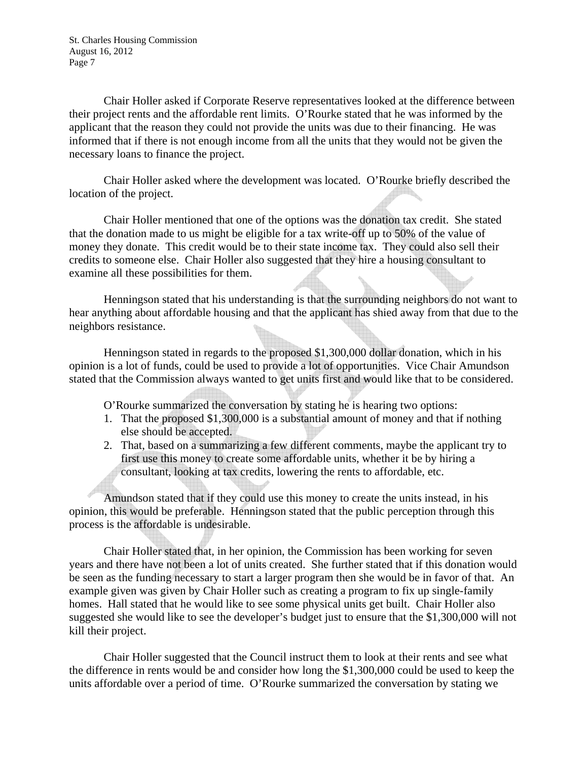Chair Holler asked if Corporate Reserve representatives looked at the difference between their project rents and the affordable rent limits. O'Rourke stated that he was informed by the applicant that the reason they could not provide the units was due to their financing. He was informed that if there is not enough income from all the units that they would not be given the necessary loans to finance the project.

Chair Holler asked where the development was located. O'Rourke briefly described the location of the project.

Chair Holler mentioned that one of the options was the donation tax credit. She stated that the donation made to us might be eligible for a tax write-off up to 50% of the value of money they donate. This credit would be to their state income tax. They could also sell their credits to someone else. Chair Holler also suggested that they hire a housing consultant to examine all these possibilities for them.

Henningson stated that his understanding is that the surrounding neighbors do not want to hear anything about affordable housing and that the applicant has shied away from that due to the neighbors resistance.

Henningson stated in regards to the proposed $1,300,000 dollar donation, which in his opinion is a lot of funds, could be used to provide a lot of opportunities. Vice Chair Amundson stated that the Commission always wanted to get units first and would like that to be considered.

O'Rourke summarized the conversation by stating he is hearing two options:

1. That the proposed $1,300,000 is a substantial amount of money and that if nothing else should be accepted.
2. That, based on a summarizing a few different comments, maybe the applicant try to first use this money to create some affordable units, whether it be by hiring a consultant, looking at tax credits, lowering the rents to affordable, etc.

Amundson stated that if they could use this money to create the units instead, in his opinion, this would be preferable. Henningson stated that the public perception through this process is the affordable is undesirable.

Chair Holler stated that, in her opinion, the Commission has been working for seven years and there have not been a lot of units created. She further stated that if this donation would be seen as the funding necessary to start a larger program then she would be in favor of that. An example given was given by Chair Holler such as creating a program to fix up single-family homes. Hall stated that he would like to see some physical units get built. Chair Holler also suggested she would like to see the developer's budget just to ensure that the $1,300,000 will not kill their project.

Chair Holler suggested that the Council instruct them to look at their rents and see what the difference in rents would be and consider how long the $1,300,000 could be used to keep the units affordable over a period of time. O'Rourke summarized the conversation by stating we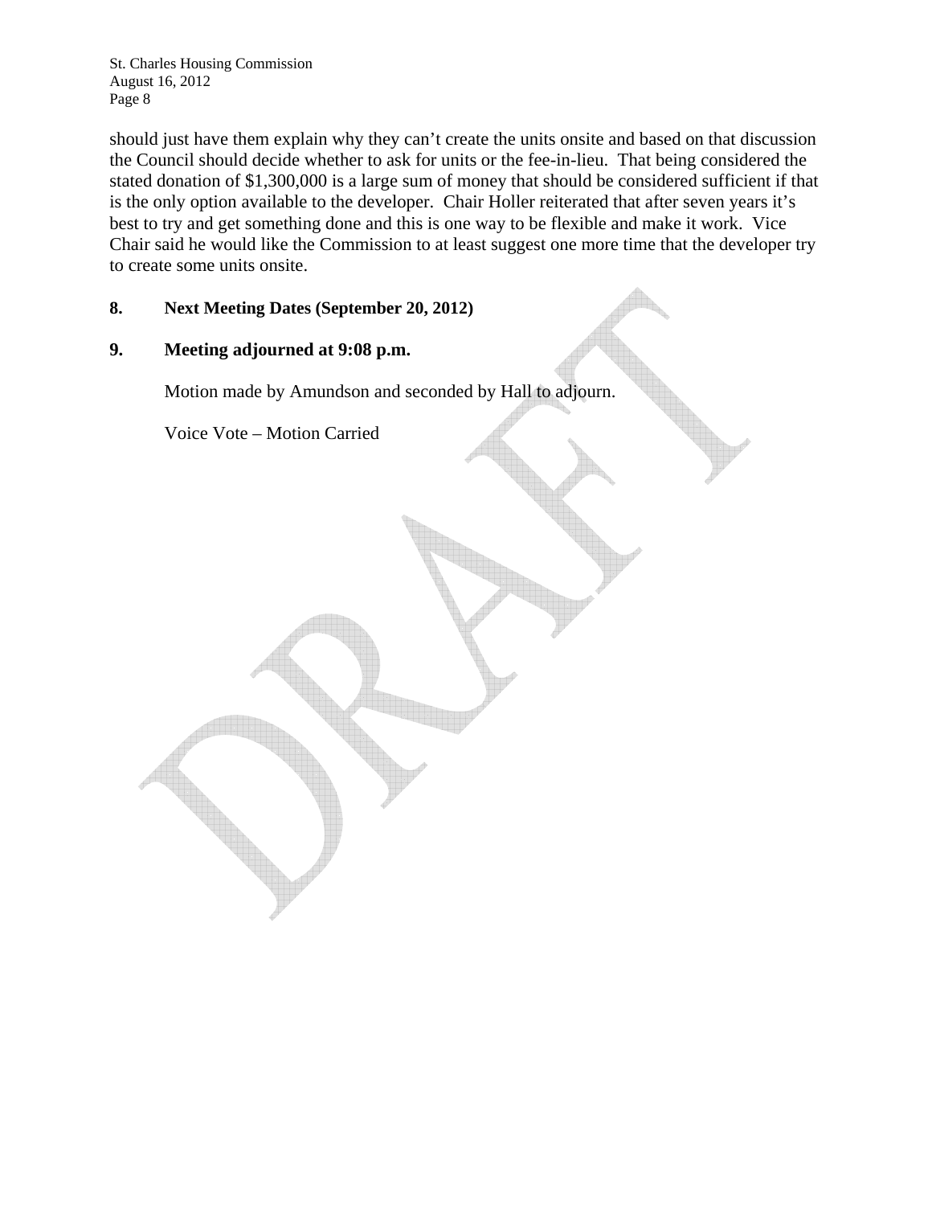should just have them explain why they can't create the units onsite and based on that discussion the Council should decide whether to ask for units or the fee-in-lieu. That being considered the stated donation of $1,300,000 is a large sum of money that should be considered sufficient if that is the only option available to the developer. Chair Holler reiterated that after seven years it's best to try and get something done and this is one way to be flexible and make it work. Vice Chair said he would like the Commission to at least suggest one more time that the developer try to create some units onsite.

**8. Next Meeting Dates (September 20, 2012)**

**9. Meeting adjourned at 9:08 p.m.**

Motion made by Amundson and seconded by Hall to adjourn.

Voice Vote – Motion Carried

DRAFT